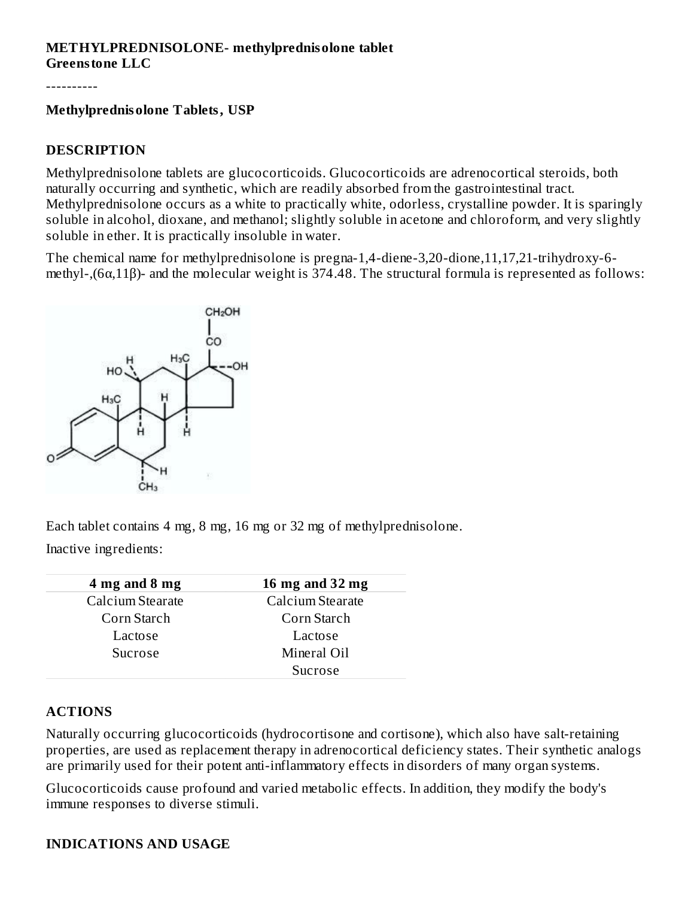**METHYLPREDNISOLONE- methylprednisolone tablet**
**Greenstone LLC**

----------

**Methylprednisolone Tablets, USP**

## DESCRIPTION

Methylprednisolone tablets are glucocorticoids. Glucocorticoids are adrenocortical steroids, both naturally occurring and synthetic, which are readily absorbed from the gastrointestinal tract. Methylprednisolone occurs as a white to practically white, odorless, crystalline powder. It is sparingly soluble in alcohol, dioxane, and methanol; slightly soluble in acetone and chloroform, and very slightly soluble in ether. It is practically insoluble in water.

The chemical name for methylprednisolone is pregna-1,4-diene-3,20-dione,11,17,21-trihydroxy-6-methyl-,(6α,11β)- and the molecular weight is 374.48. The structural formula is represented as follows:

Each tablet contains 4 mg, 8 mg, 16 mg or 32 mg of methylprednisolone.

Inactive ingredients:

| 4 mg and 8 mg | 16 mg and 32 mg |
|---|---|
| Calcium Stearate | Calcium Stearate |
| Corn Starch | Corn Starch |
| Lactose | Lactose |
| Sucrose | Mineral Oil |
| | Sucrose |

## ACTIONS

Naturally occurring glucocorticoids (hydrocortisone and cortisone), which also have salt-retaining properties, are used as replacement therapy in adrenocortical deficiency states. Their synthetic analogs are primarily used for their potent anti-inflammatory effects in disorders of many organ systems.

Glucocorticoids cause profound and varied metabolic effects. In addition, they modify the body's immune responses to diverse stimuli.

## INDICATIONS AND USAGE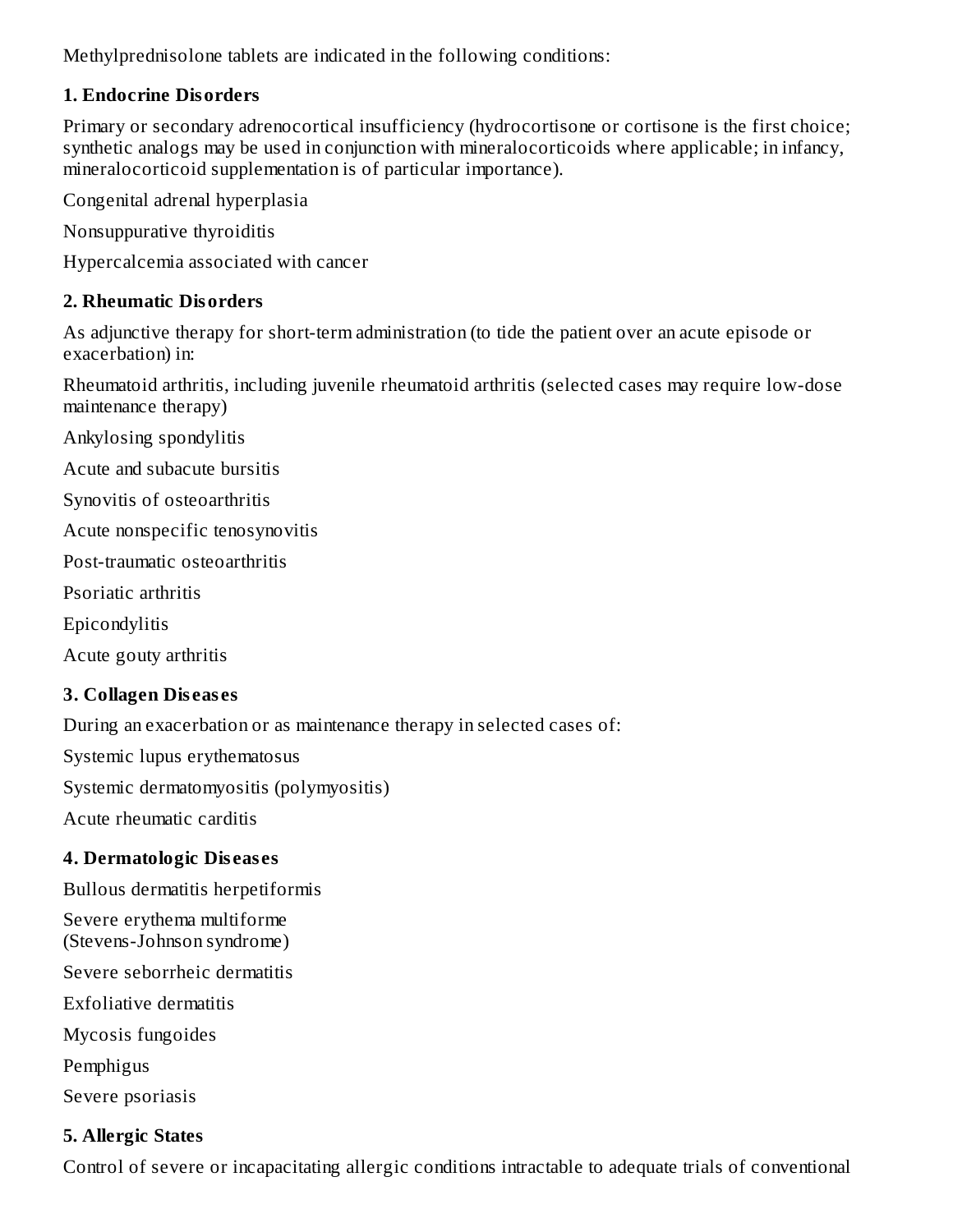Methylprednisolone tablets are indicated in the following conditions:

**1. Endocrine Disorders**

Primary or secondary adrenocortical insufficiency (hydrocortisone or cortisone is the first choice; synthetic analogs may be used in conjunction with mineralocorticoids where applicable; in infancy, mineralocorticoid supplementation is of particular importance).

Congenital adrenal hyperplasia

Nonsuppurative thyroiditis

Hypercalcemia associated with cancer

**2. Rheumatic Disorders**

As adjunctive therapy for short-term administration (to tide the patient over an acute episode or exacerbation) in:

Rheumatoid arthritis, including juvenile rheumatoid arthritis (selected cases may require low-dose maintenance therapy)

Ankylosing spondylitis

Acute and subacute bursitis

Synovitis of osteoarthritis

Acute nonspecific tenosynovitis

Post-traumatic osteoarthritis

Psoriatic arthritis

Epicondylitis

Acute gouty arthritis

**3. Collagen Diseases**

During an exacerbation or as maintenance therapy in selected cases of:

Systemic lupus erythematosus

Systemic dermatomyositis (polymyositis)

Acute rheumatic carditis

**4. Dermatologic Diseases**

Bullous dermatitis herpetiformis

Severe erythema multiforme
(Stevens-Johnson syndrome)

Severe seborrheic dermatitis

Exfoliative dermatitis

Mycosis fungoides

Pemphigus

Severe psoriasis

**5. Allergic States**

Control of severe or incapacitating allergic conditions intractable to adequate trials of conventional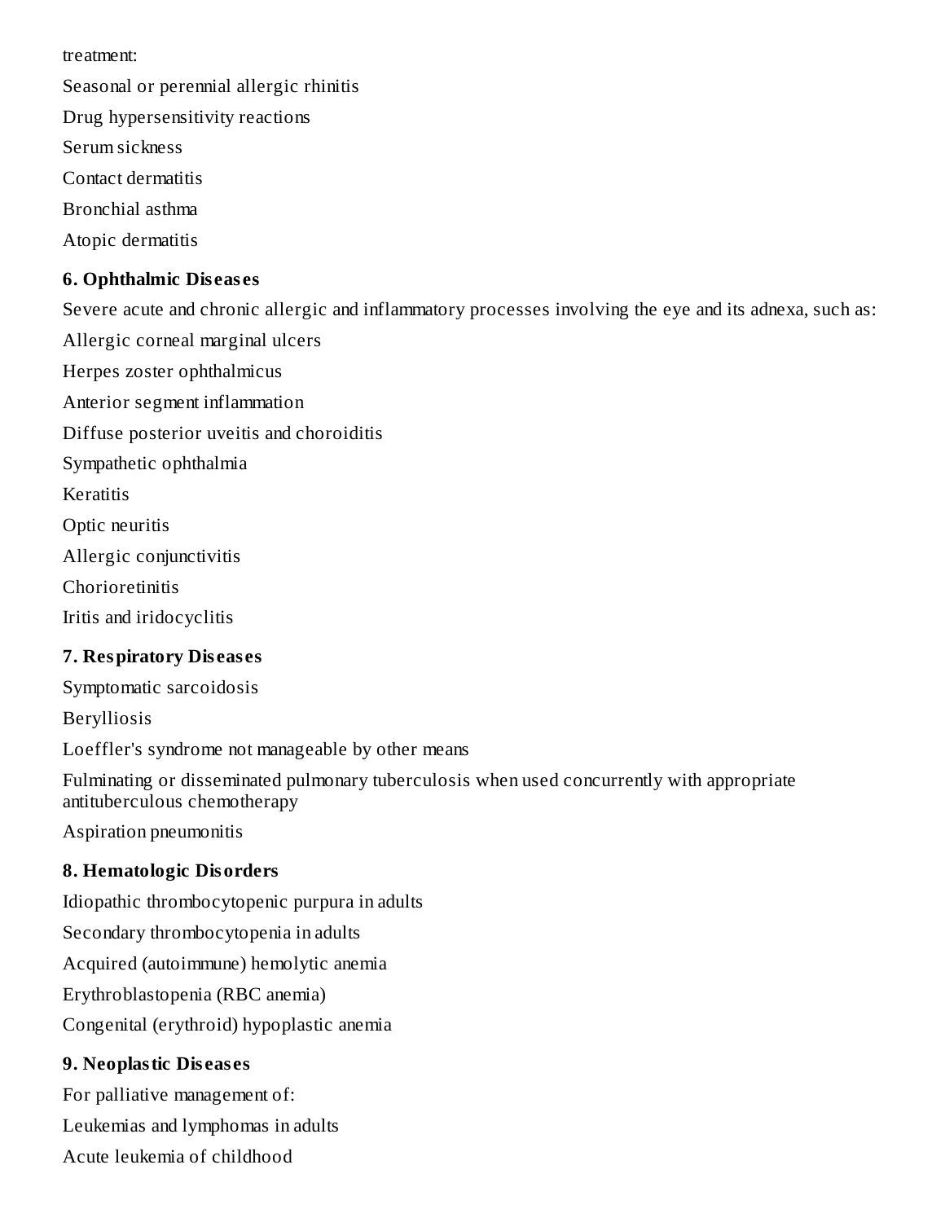treatment:

Seasonal or perennial allergic rhinitis

Drug hypersensitivity reactions

Serum sickness

Contact dermatitis

Bronchial asthma

Atopic dermatitis

**6. Ophthalmic Diseases**

Severe acute and chronic allergic and inflammatory processes involving the eye and its adnexa, such as:

Allergic corneal marginal ulcers

Herpes zoster ophthalmicus

Anterior segment inflammation

Diffuse posterior uveitis and choroiditis

Sympathetic ophthalmia

Keratitis

Optic neuritis

Allergic conjunctivitis

Chorioretinitis

Iritis and iridocyclitis

**7. Respiratory Diseases**

Symptomatic sarcoidosis

Berylliosis

Loeffler's syndrome not manageable by other means

Fulminating or disseminated pulmonary tuberculosis when used concurrently with appropriate antituberculous chemotherapy

Aspiration pneumonitis

**8. Hematologic Disorders**

Idiopathic thrombocytopenic purpura in adults

Secondary thrombocytopenia in adults

Acquired (autoimmune) hemolytic anemia

Erythroblastopenia (RBC anemia)

Congenital (erythroid) hypoplastic anemia

**9. Neoplastic Diseases**

For palliative management of:

Leukemias and lymphomas in adults

Acute leukemia of childhood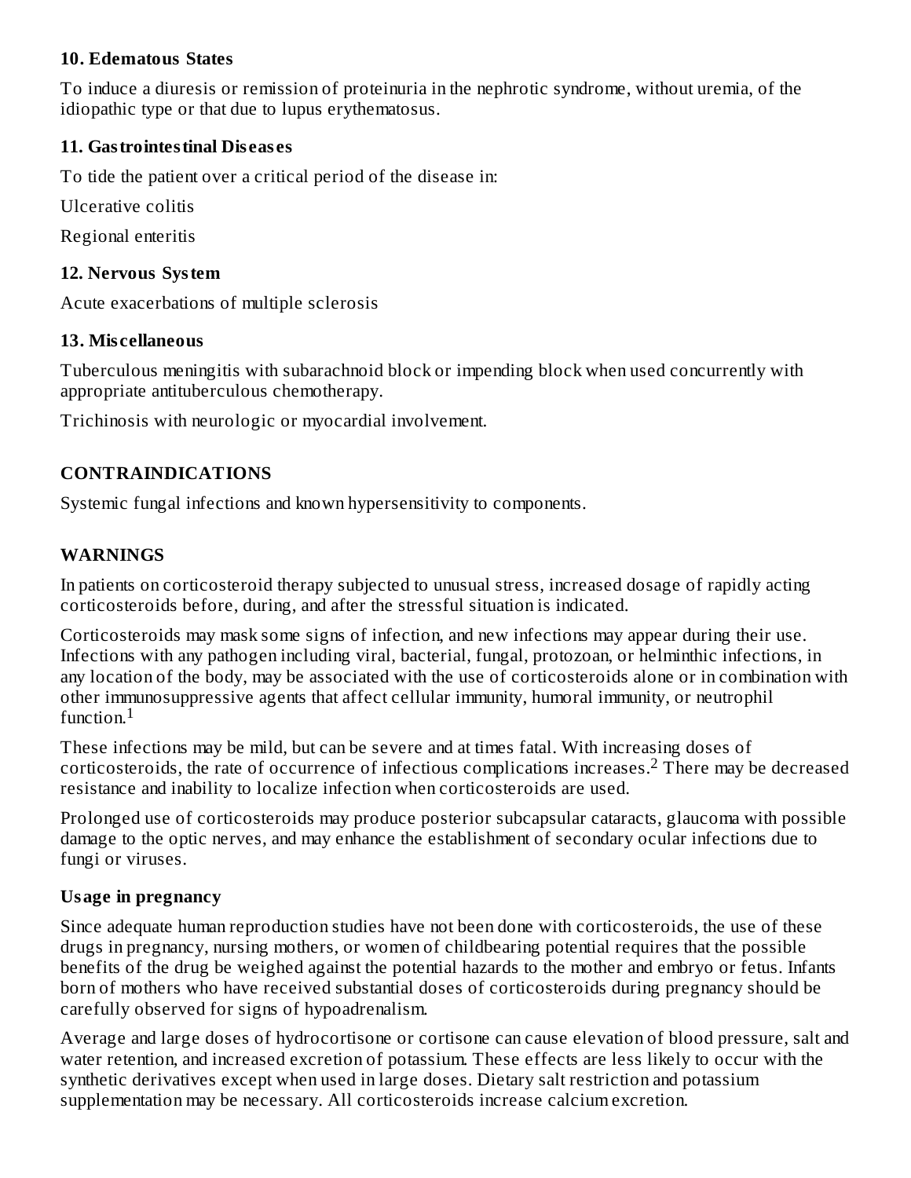**10. Edematous States**

To induce a diuresis or remission of proteinuria in the nephrotic syndrome, without uremia, of the idiopathic type or that due to lupus erythematosus.

**11. Gastrointestinal Diseases**

To tide the patient over a critical period of the disease in:

Ulcerative colitis

Regional enteritis

**12. Nervous System**

Acute exacerbations of multiple sclerosis

**13. Miscellaneous**

Tuberculous meningitis with subarachnoid block or impending block when used concurrently with appropriate antituberculous chemotherapy.

Trichinosis with neurologic or myocardial involvement.

## CONTRAINDICATIONS

Systemic fungal infections and known hypersensitivity to components.

## WARNINGS

In patients on corticosteroid therapy subjected to unusual stress, increased dosage of rapidly acting corticosteroids before, during, and after the stressful situation is indicated.

Corticosteroids may mask some signs of infection, and new infections may appear during their use. Infections with any pathogen including viral, bacterial, fungal, protozoan, or helminthic infections, in any location of the body, may be associated with the use of corticosteroids alone or in combination with other immunosuppressive agents that affect cellular immunity, humoral immunity, or neutrophil function.[1]

These infections may be mild, but can be severe and at times fatal. With increasing doses of corticosteroids, the rate of occurrence of infectious complications increases.[2] There may be decreased resistance and inability to localize infection when corticosteroids are used.

Prolonged use of corticosteroids may produce posterior subcapsular cataracts, glaucoma with possible damage to the optic nerves, and may enhance the establishment of secondary ocular infections due to fungi or viruses.

**Usage in pregnancy**

Since adequate human reproduction studies have not been done with corticosteroids, the use of these drugs in pregnancy, nursing mothers, or women of childbearing potential requires that the possible benefits of the drug be weighed against the potential hazards to the mother and embryo or fetus. Infants born of mothers who have received substantial doses of corticosteroids during pregnancy should be carefully observed for signs of hypoadrenalism.

Average and large doses of hydrocortisone or cortisone can cause elevation of blood pressure, salt and water retention, and increased excretion of potassium. These effects are less likely to occur with the synthetic derivatives except when used in large doses. Dietary salt restriction and potassium supplementation may be necessary. All corticosteroids increase calcium excretion.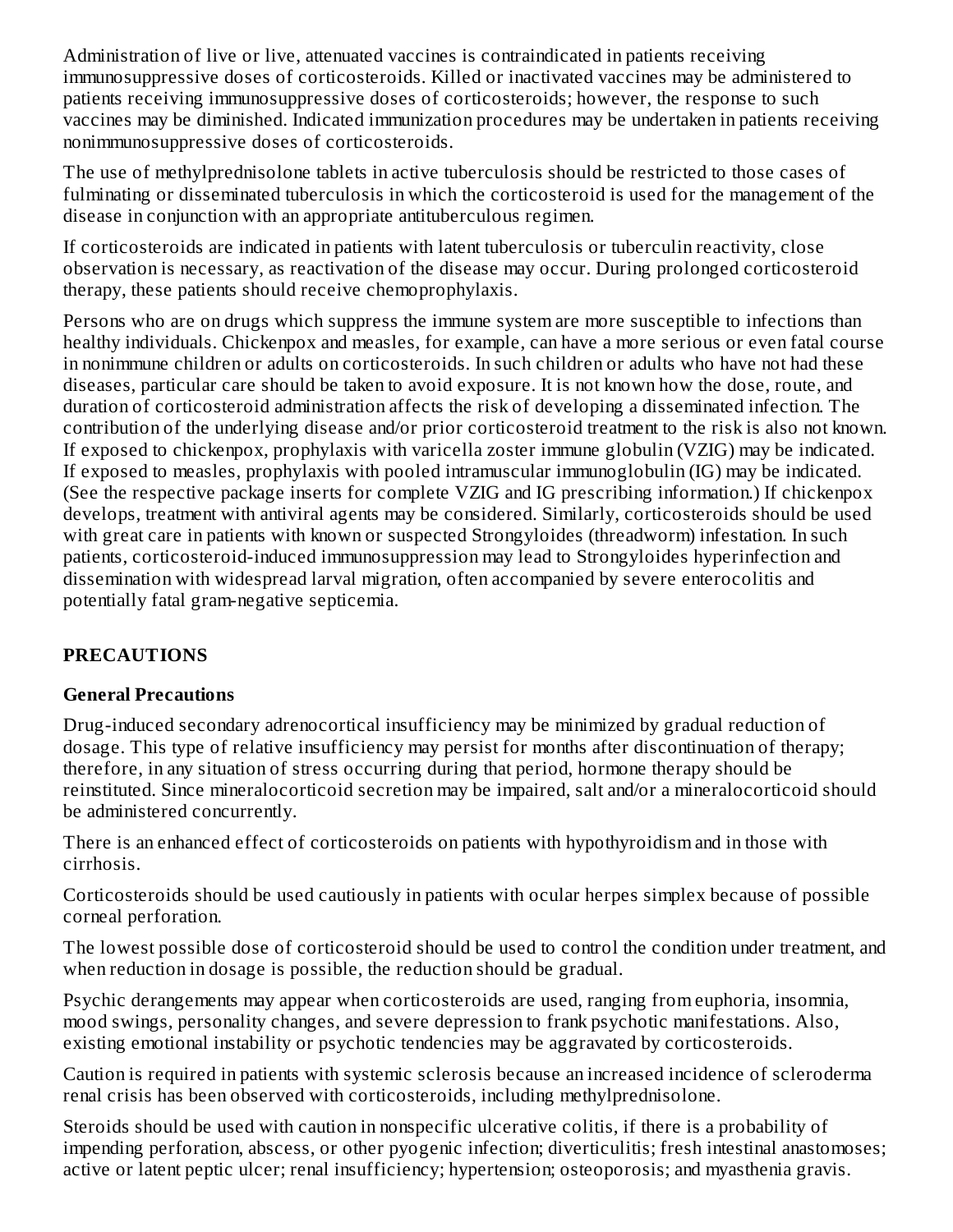Administration of live or live, attenuated vaccines is contraindicated in patients receiving immunosuppressive doses of corticosteroids. Killed or inactivated vaccines may be administered to patients receiving immunosuppressive doses of corticosteroids; however, the response to such vaccines may be diminished. Indicated immunization procedures may be undertaken in patients receiving nonimmunosuppressive doses of corticosteroids.

The use of methylprednisolone tablets in active tuberculosis should be restricted to those cases of fulminating or disseminated tuberculosis in which the corticosteroid is used for the management of the disease in conjunction with an appropriate antituberculous regimen.

If corticosteroids are indicated in patients with latent tuberculosis or tuberculin reactivity, close observation is necessary, as reactivation of the disease may occur. During prolonged corticosteroid therapy, these patients should receive chemoprophylaxis.

Persons who are on drugs which suppress the immune system are more susceptible to infections than healthy individuals. Chickenpox and measles, for example, can have a more serious or even fatal course in nonimmune children or adults on corticosteroids. In such children or adults who have not had these diseases, particular care should be taken to avoid exposure. It is not known how the dose, route, and duration of corticosteroid administration affects the risk of developing a disseminated infection. The contribution of the underlying disease and/or prior corticosteroid treatment to the risk is also not known. If exposed to chickenpox, prophylaxis with varicella zoster immune globulin (VZIG) may be indicated. If exposed to measles, prophylaxis with pooled intramuscular immunoglobulin (IG) may be indicated. (See the respective package inserts for complete VZIG and IG prescribing information.) If chickenpox develops, treatment with antiviral agents may be considered. Similarly, corticosteroids should be used with great care in patients with known or suspected Strongyloides (threadworm) infestation. In such patients, corticosteroid-induced immunosuppression may lead to Strongyloides hyperinfection and dissemination with widespread larval migration, often accompanied by severe enterocolitis and potentially fatal gram-negative septicemia.

## PRECAUTIONS

### General Precautions

Drug-induced secondary adrenocortical insufficiency may be minimized by gradual reduction of dosage. This type of relative insufficiency may persist for months after discontinuation of therapy; therefore, in any situation of stress occurring during that period, hormone therapy should be reinstituted. Since mineralocorticoid secretion may be impaired, salt and/or a mineralocorticoid should be administered concurrently.

There is an enhanced effect of corticosteroids on patients with hypothyroidism and in those with cirrhosis.

Corticosteroids should be used cautiously in patients with ocular herpes simplex because of possible corneal perforation.

The lowest possible dose of corticosteroid should be used to control the condition under treatment, and when reduction in dosage is possible, the reduction should be gradual.

Psychic derangements may appear when corticosteroids are used, ranging from euphoria, insomnia, mood swings, personality changes, and severe depression to frank psychotic manifestations. Also, existing emotional instability or psychotic tendencies may be aggravated by corticosteroids.

Caution is required in patients with systemic sclerosis because an increased incidence of scleroderma renal crisis has been observed with corticosteroids, including methylprednisolone.

Steroids should be used with caution in nonspecific ulcerative colitis, if there is a probability of impending perforation, abscess, or other pyogenic infection; diverticulitis; fresh intestinal anastomoses; active or latent peptic ulcer; renal insufficiency; hypertension; osteoporosis; and myasthenia gravis.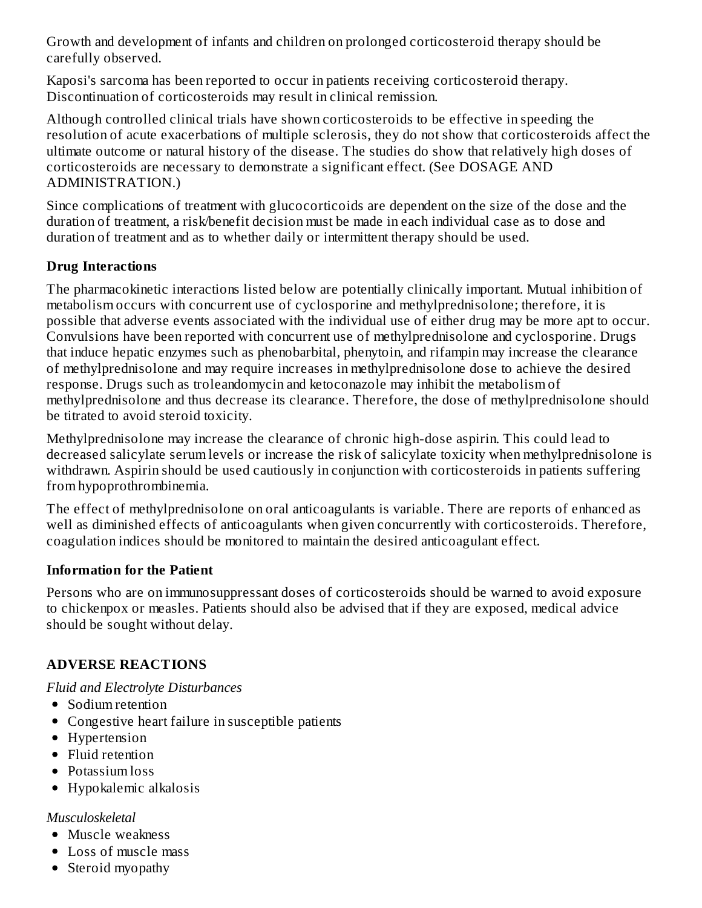Growth and development of infants and children on prolonged corticosteroid therapy should be carefully observed.

Kaposi's sarcoma has been reported to occur in patients receiving corticosteroid therapy. Discontinuation of corticosteroids may result in clinical remission.

Although controlled clinical trials have shown corticosteroids to be effective in speeding the resolution of acute exacerbations of multiple sclerosis, they do not show that corticosteroids affect the ultimate outcome or natural history of the disease. The studies do show that relatively high doses of corticosteroids are necessary to demonstrate a significant effect. (See DOSAGE AND ADMINISTRATION.)

Since complications of treatment with glucocorticoids are dependent on the size of the dose and the duration of treatment, a risk/benefit decision must be made in each individual case as to dose and duration of treatment and as to whether daily or intermittent therapy should be used.

### Drug Interactions

The pharmacokinetic interactions listed below are potentially clinically important. Mutual inhibition of metabolism occurs with concurrent use of cyclosporine and methylprednisolone; therefore, it is possible that adverse events associated with the individual use of either drug may be more apt to occur. Convulsions have been reported with concurrent use of methylprednisolone and cyclosporine. Drugs that induce hepatic enzymes such as phenobarbital, phenytoin, and rifampin may increase the clearance of methylprednisolone and may require increases in methylprednisolone dose to achieve the desired response. Drugs such as troleandomycin and ketoconazole may inhibit the metabolism of methylprednisolone and thus decrease its clearance. Therefore, the dose of methylprednisolone should be titrated to avoid steroid toxicity.

Methylprednisolone may increase the clearance of chronic high-dose aspirin. This could lead to decreased salicylate serum levels or increase the risk of salicylate toxicity when methylprednisolone is withdrawn. Aspirin should be used cautiously in conjunction with corticosteroids in patients suffering from hypoprothrombinemia.

The effect of methylprednisolone on oral anticoagulants is variable. There are reports of enhanced as well as diminished effects of anticoagulants when given concurrently with corticosteroids. Therefore, coagulation indices should be monitored to maintain the desired anticoagulant effect.

### Information for the Patient

Persons who are on immunosuppressant doses of corticosteroids should be warned to avoid exposure to chickenpox or measles. Patients should also be advised that if they are exposed, medical advice should be sought without delay.

## ADVERSE REACTIONS

*Fluid and Electrolyte Disturbances*

- Sodium retention
- Congestive heart failure in susceptible patients
- Hypertension
- Fluid retention
- Potassium loss
- Hypokalemic alkalosis

*Musculoskeletal*

- Muscle weakness
- Loss of muscle mass
- Steroid myopathy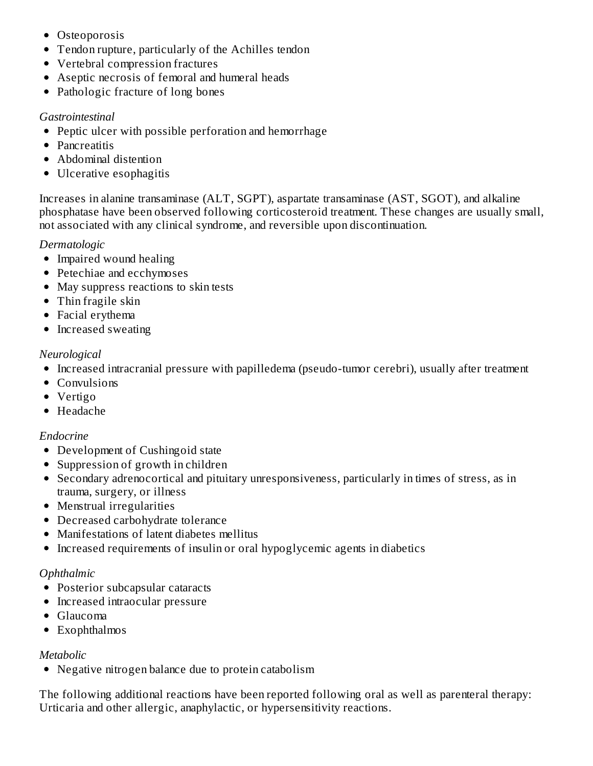- Osteoporosis
- Tendon rupture, particularly of the Achilles tendon
- Vertebral compression fractures
- Aseptic necrosis of femoral and humeral heads
- Pathologic fracture of long bones

*Gastrointestinal*

- Peptic ulcer with possible perforation and hemorrhage
- Pancreatitis
- Abdominal distention
- Ulcerative esophagitis

Increases in alanine transaminase (ALT, SGPT), aspartate transaminase (AST, SGOT), and alkaline phosphatase have been observed following corticosteroid treatment. These changes are usually small, not associated with any clinical syndrome, and reversible upon discontinuation.

*Dermatologic*

- Impaired wound healing
- Petechiae and ecchymoses
- May suppress reactions to skin tests
- Thin fragile skin
- Facial erythema
- Increased sweating

*Neurological*

- Increased intracranial pressure with papilledema (pseudo-tumor cerebri), usually after treatment
- Convulsions
- Vertigo
- Headache

*Endocrine*

- Development of Cushingoid state
- Suppression of growth in children
- Secondary adrenocortical and pituitary unresponsiveness, particularly in times of stress, as in trauma, surgery, or illness
- Menstrual irregularities
- Decreased carbohydrate tolerance
- Manifestations of latent diabetes mellitus
- Increased requirements of insulin or oral hypoglycemic agents in diabetics

*Ophthalmic*

- Posterior subcapsular cataracts
- Increased intraocular pressure
- Glaucoma
- Exophthalmos

*Metabolic*

- Negative nitrogen balance due to protein catabolism

The following additional reactions have been reported following oral as well as parenteral therapy: Urticaria and other allergic, anaphylactic, or hypersensitivity reactions.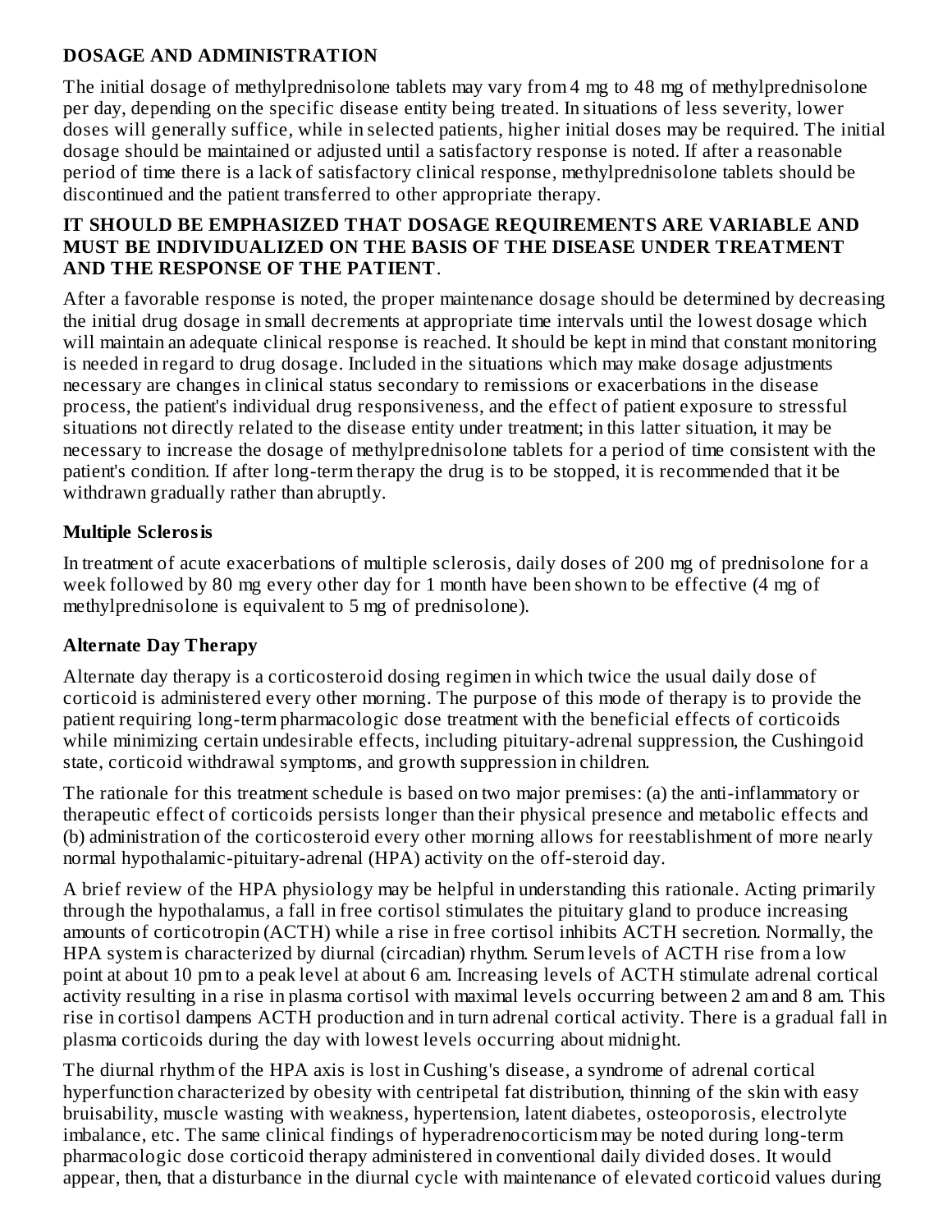## DOSAGE AND ADMINISTRATION

The initial dosage of methylprednisolone tablets may vary from 4 mg to 48 mg of methylprednisolone per day, depending on the specific disease entity being treated. In situations of less severity, lower doses will generally suffice, while in selected patients, higher initial doses may be required. The initial dosage should be maintained or adjusted until a satisfactory response is noted. If after a reasonable period of time there is a lack of satisfactory clinical response, methylprednisolone tablets should be discontinued and the patient transferred to other appropriate therapy.

**IT SHOULD BE EMPHASIZED THAT DOSAGE REQUIREMENTS ARE VARIABLE AND MUST BE INDIVIDUALIZED ON THE BASIS OF THE DISEASE UNDER TREATMENT AND THE RESPONSE OF THE PATIENT**.

After a favorable response is noted, the proper maintenance dosage should be determined by decreasing the initial drug dosage in small decrements at appropriate time intervals until the lowest dosage which will maintain an adequate clinical response is reached. It should be kept in mind that constant monitoring is needed in regard to drug dosage. Included in the situations which may make dosage adjustments necessary are changes in clinical status secondary to remissions or exacerbations in the disease process, the patient's individual drug responsiveness, and the effect of patient exposure to stressful situations not directly related to the disease entity under treatment; in this latter situation, it may be necessary to increase the dosage of methylprednisolone tablets for a period of time consistent with the patient's condition. If after long-term therapy the drug is to be stopped, it is recommended that it be withdrawn gradually rather than abruptly.

### Multiple Sclerosis

In treatment of acute exacerbations of multiple sclerosis, daily doses of 200 mg of prednisolone for a week followed by 80 mg every other day for 1 month have been shown to be effective (4 mg of methylprednisolone is equivalent to 5 mg of prednisolone).

### Alternate Day Therapy

Alternate day therapy is a corticosteroid dosing regimen in which twice the usual daily dose of corticoid is administered every other morning. The purpose of this mode of therapy is to provide the patient requiring long-term pharmacologic dose treatment with the beneficial effects of corticoids while minimizing certain undesirable effects, including pituitary-adrenal suppression, the Cushingoid state, corticoid withdrawal symptoms, and growth suppression in children.

The rationale for this treatment schedule is based on two major premises: (a) the anti-inflammatory or therapeutic effect of corticoids persists longer than their physical presence and metabolic effects and (b) administration of the corticosteroid every other morning allows for reestablishment of more nearly normal hypothalamic-pituitary-adrenal (HPA) activity on the off-steroid day.

A brief review of the HPA physiology may be helpful in understanding this rationale. Acting primarily through the hypothalamus, a fall in free cortisol stimulates the pituitary gland to produce increasing amounts of corticotropin (ACTH) while a rise in free cortisol inhibits ACTH secretion. Normally, the HPA system is characterized by diurnal (circadian) rhythm. Serum levels of ACTH rise from a low point at about 10 pm to a peak level at about 6 am. Increasing levels of ACTH stimulate adrenal cortical activity resulting in a rise in plasma cortisol with maximal levels occurring between 2 am and 8 am. This rise in cortisol dampens ACTH production and in turn adrenal cortical activity. There is a gradual fall in plasma corticoids during the day with lowest levels occurring about midnight.

The diurnal rhythm of the HPA axis is lost in Cushing's disease, a syndrome of adrenal cortical hyperfunction characterized by obesity with centripetal fat distribution, thinning of the skin with easy bruisability, muscle wasting with weakness, hypertension, latent diabetes, osteoporosis, electrolyte imbalance, etc. The same clinical findings of hyperadrenocorticism may be noted during long-term pharmacologic dose corticoid therapy administered in conventional daily divided doses. It would appear, then, that a disturbance in the diurnal cycle with maintenance of elevated corticoid values during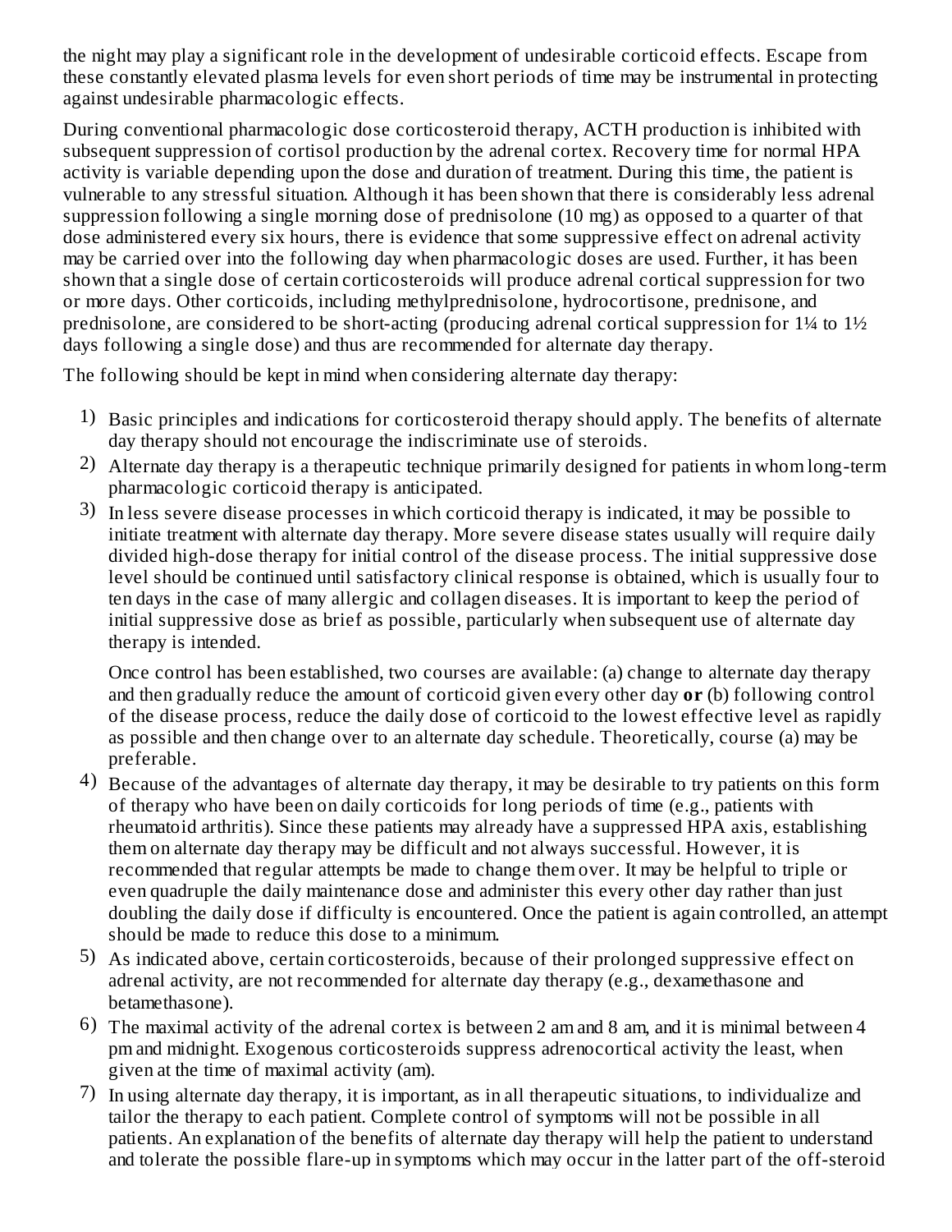the night may play a significant role in the development of undesirable corticoid effects. Escape from these constantly elevated plasma levels for even short periods of time may be instrumental in protecting against undesirable pharmacologic effects.

During conventional pharmacologic dose corticosteroid therapy, ACTH production is inhibited with subsequent suppression of cortisol production by the adrenal cortex. Recovery time for normal HPA activity is variable depending upon the dose and duration of treatment. During this time, the patient is vulnerable to any stressful situation. Although it has been shown that there is considerably less adrenal suppression following a single morning dose of prednisolone (10 mg) as opposed to a quarter of that dose administered every six hours, there is evidence that some suppressive effect on adrenal activity may be carried over into the following day when pharmacologic doses are used. Further, it has been shown that a single dose of certain corticosteroids will produce adrenal cortical suppression for two or more days. Other corticoids, including methylprednisolone, hydrocortisone, prednisone, and prednisolone, are considered to be short-acting (producing adrenal cortical suppression for 1¼ to 1½ days following a single dose) and thus are recommended for alternate day therapy.

The following should be kept in mind when considering alternate day therapy:

1) Basic principles and indications for corticosteroid therapy should apply. The benefits of alternate day therapy should not encourage the indiscriminate use of steroids.
2) Alternate day therapy is a therapeutic technique primarily designed for patients in whom long-term pharmacologic corticoid therapy is anticipated.
3) In less severe disease processes in which corticoid therapy is indicated, it may be possible to initiate treatment with alternate day therapy. More severe disease states usually will require daily divided high-dose therapy for initial control of the disease process. The initial suppressive dose level should be continued until satisfactory clinical response is obtained, which is usually four to ten days in the case of many allergic and collagen diseases. It is important to keep the period of initial suppressive dose as brief as possible, particularly when subsequent use of alternate day therapy is intended.

   Once control has been established, two courses are available: (a) change to alternate day therapy and then gradually reduce the amount of corticoid given every other day **or** (b) following control of the disease process, reduce the daily dose of corticoid to the lowest effective level as rapidly as possible and then change over to an alternate day schedule. Theoretically, course (a) may be preferable.
4) Because of the advantages of alternate day therapy, it may be desirable to try patients on this form of therapy who have been on daily corticoids for long periods of time (e.g., patients with rheumatoid arthritis). Since these patients may already have a suppressed HPA axis, establishing them on alternate day therapy may be difficult and not always successful. However, it is recommended that regular attempts be made to change them over. It may be helpful to triple or even quadruple the daily maintenance dose and administer this every other day rather than just doubling the daily dose if difficulty is encountered. Once the patient is again controlled, an attempt should be made to reduce this dose to a minimum.
5) As indicated above, certain corticosteroids, because of their prolonged suppressive effect on adrenal activity, are not recommended for alternate day therapy (e.g., dexamethasone and betamethasone).
6) The maximal activity of the adrenal cortex is between 2 am and 8 am, and it is minimal between 4 pm and midnight. Exogenous corticosteroids suppress adrenocortical activity the least, when given at the time of maximal activity (am).
7) In using alternate day therapy, it is important, as in all therapeutic situations, to individualize and tailor the therapy to each patient. Complete control of symptoms will not be possible in all patients. An explanation of the benefits of alternate day therapy will help the patient to understand and tolerate the possible flare-up in symptoms which may occur in the latter part of the off-steroid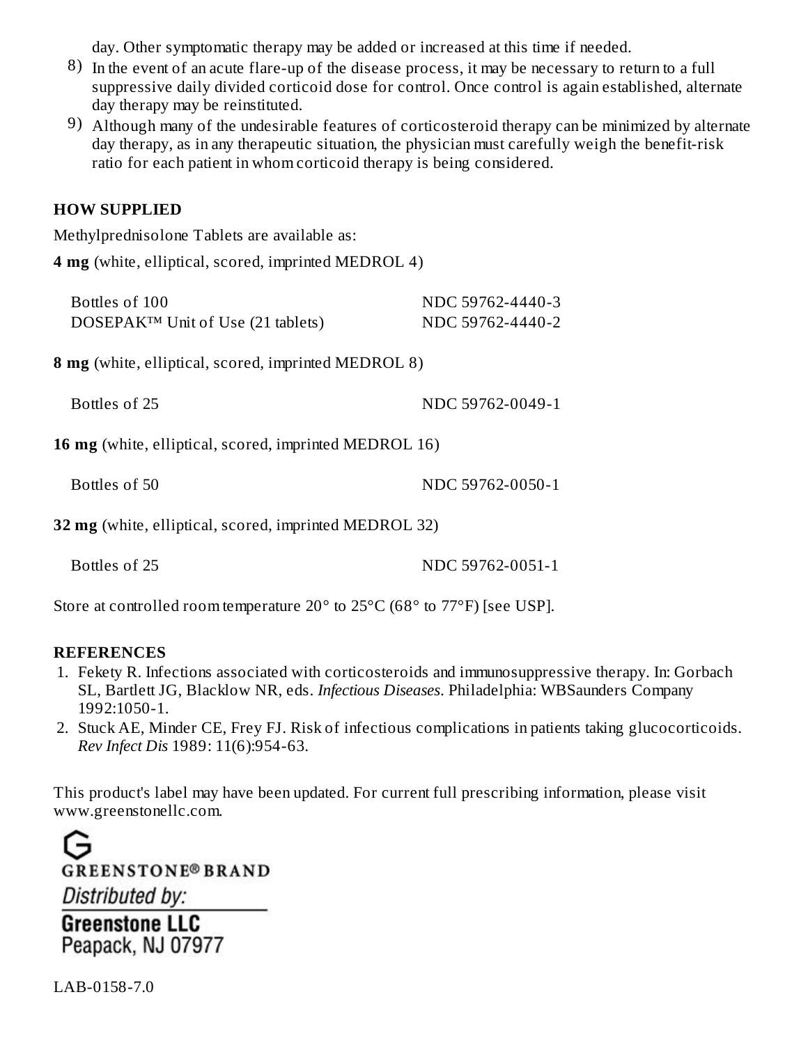day. Other symptomatic therapy may be added or increased at this time if needed.

8) In the event of an acute flare-up of the disease process, it may be necessary to return to a full suppressive daily divided corticoid dose for control. Once control is again established, alternate day therapy may be reinstituted.
9) Although many of the undesirable features of corticosteroid therapy can be minimized by alternate day therapy, as in any therapeutic situation, the physician must carefully weigh the benefit-risk ratio for each patient in whom corticoid therapy is being considered.

## HOW SUPPLIED

Methylprednisolone Tablets are available as:

**4 mg** (white, elliptical, scored, imprinted MEDROL 4)

| | |
|---|---|
| Bottles of 100 | NDC 59762-4440-3 |
| DOSEPAK™ Unit of Use (21 tablets) | NDC 59762-4440-2 |

**8 mg** (white, elliptical, scored, imprinted MEDROL 8)

| | |
|---|---|
| Bottles of 25 | NDC 59762-0049-1 |

**16 mg** (white, elliptical, scored, imprinted MEDROL 16)

| | |
|---|---|
| Bottles of 50 | NDC 59762-0050-1 |

**32 mg** (white, elliptical, scored, imprinted MEDROL 32)

| | |
|---|---|
| Bottles of 25 | NDC 59762-0051-1 |

Store at controlled room temperature 20° to 25°C (68° to 77°F) [see USP].

## REFERENCES

1. Fekety R. Infections associated with corticosteroids and immunosuppressive therapy. In: Gorbach SL, Bartlett JG, Blacklow NR, eds. *Infectious Diseases*. Philadelphia: WBSaunders Company 1992:1050-1.
2. Stuck AE, Minder CE, Frey FJ. Risk of infectious complications in patients taking glucocorticoids. *Rev Infect Dis* 1989: 11(6):954-63.

This product's label may have been updated. For current full prescribing information, please visit www.greenstonellc.com.

GREENSTONE® BRAND

Distributed by:

**Greenstone LLC**
Peapack, NJ 07977

LAB-0158-7.0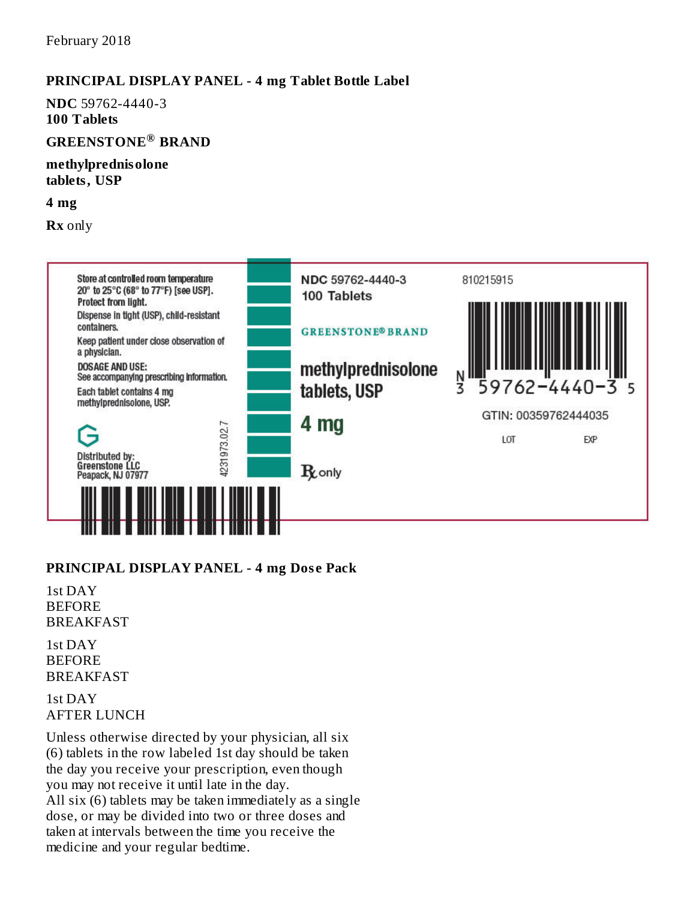February 2018

## PRINCIPAL DISPLAY PANEL - 4 mg Tablet Bottle Label

**NDC** 59762-4440-3
**100 Tablets**

**GREENSTONE® BRAND**

**methylprednisolone tablets, USP**

**4 mg**

**Rx** only

Store at controlled room temperature 20° to 25°C (68° to 77°F) [see USP]. Protect from light.

Dispense in tight (USP), child-resistant containers.

Keep patient under close observation of a physician.

DOSAGE AND USE:
See accompanying prescribing information.

Each tablet contains 4 mg methylprednisolone, USP.

Distributed by:
Greenstone LLC
Peapack, NJ 07977

4231973.02.7

NDC 59762-4440-3
100 Tablets

GREENSTONE® BRAND

methylprednisolone tablets, USP

4 mg

℞ only

810215915

N 3 59762-4440-3 5

GTIN: 00359762444035

LOT EXP

## PRINCIPAL DISPLAY PANEL - 4 mg Dose Pack

1st DAY
BEFORE
BREAKFAST

1st DAY
BEFORE
BREAKFAST

1st DAY
AFTER LUNCH

Unless otherwise directed by your physician, all six (6) tablets in the row labeled 1st day should be taken the day you receive your prescription, even though you may not receive it until late in the day.
All six (6) tablets may be taken immediately as a single dose, or may be divided into two or three doses and taken at intervals between the time you receive the medicine and your regular bedtime.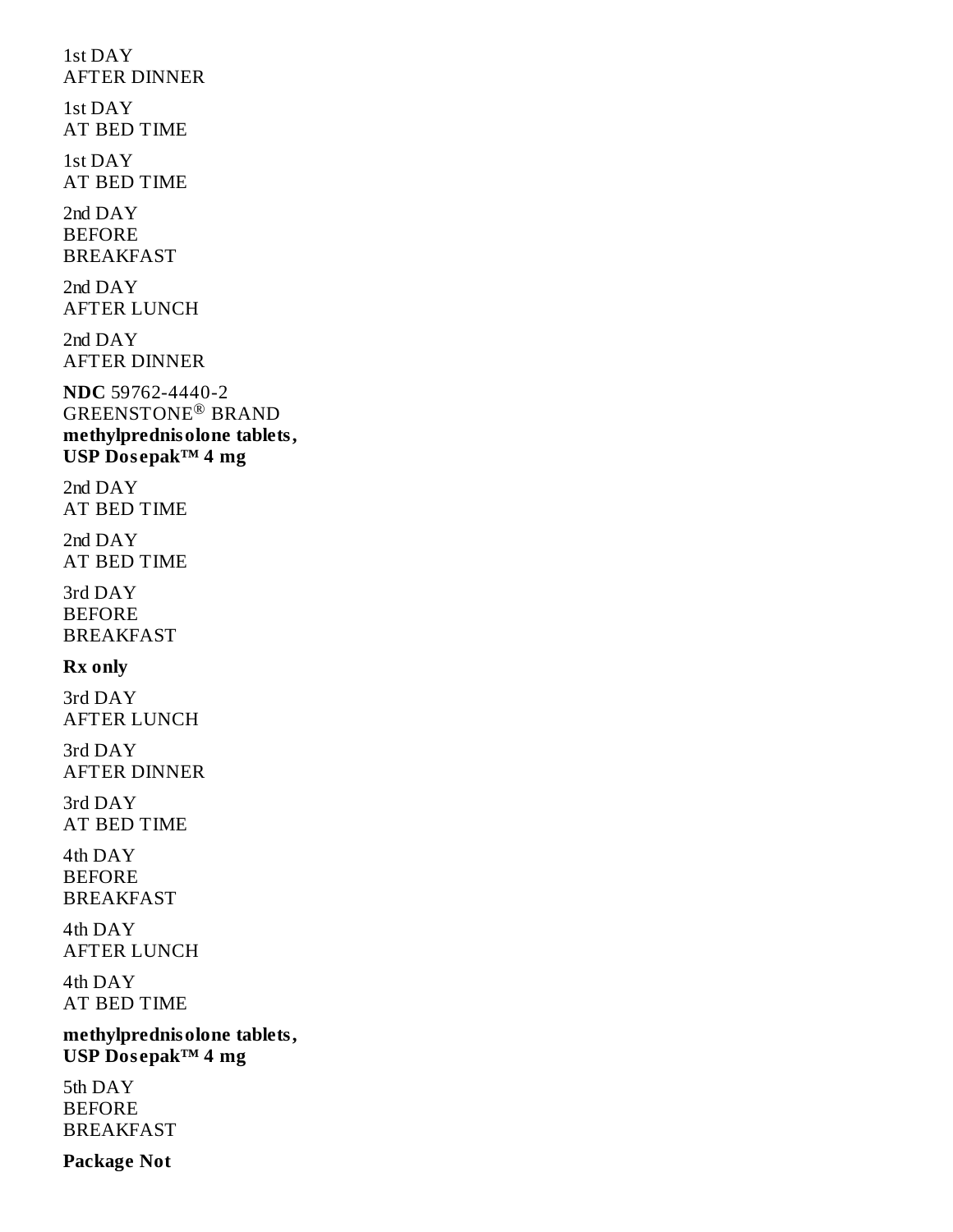1st DAY
AFTER DINNER

1st DAY
AT BED TIME

1st DAY
AT BED TIME

2nd DAY
BEFORE
BREAKFAST

2nd DAY
AFTER LUNCH

2nd DAY
AFTER DINNER

**NDC** 59762-4440-2
GREENSTONE® BRAND
**methylprednisolone tablets, USP Dosepak™ 4 mg**

2nd DAY
AT BED TIME

2nd DAY
AT BED TIME

3rd DAY
BEFORE
BREAKFAST

**Rx only**

3rd DAY
AFTER LUNCH

3rd DAY
AFTER DINNER

3rd DAY
AT BED TIME

4th DAY
BEFORE
BREAKFAST

4th DAY
AFTER LUNCH

4th DAY
AT BED TIME

**methylprednisolone tablets, USP Dosepak™ 4 mg**

5th DAY
BEFORE
BREAKFAST

**Package Not**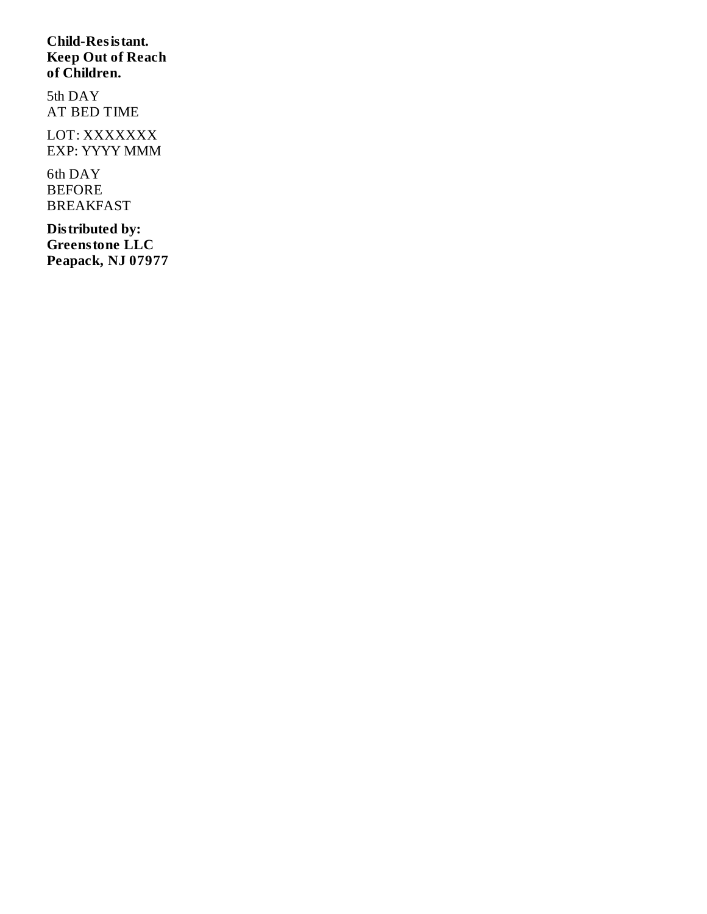**Child-Resistant.**
**Keep Out of Reach**
**of Children.**

5th DAY
AT BED TIME

LOT: XXXXXXX
EXP: YYYY MMM

6th DAY
BEFORE
BREAKFAST

**Distributed by:**
**Greenstone LLC**
**Peapack, NJ 07977**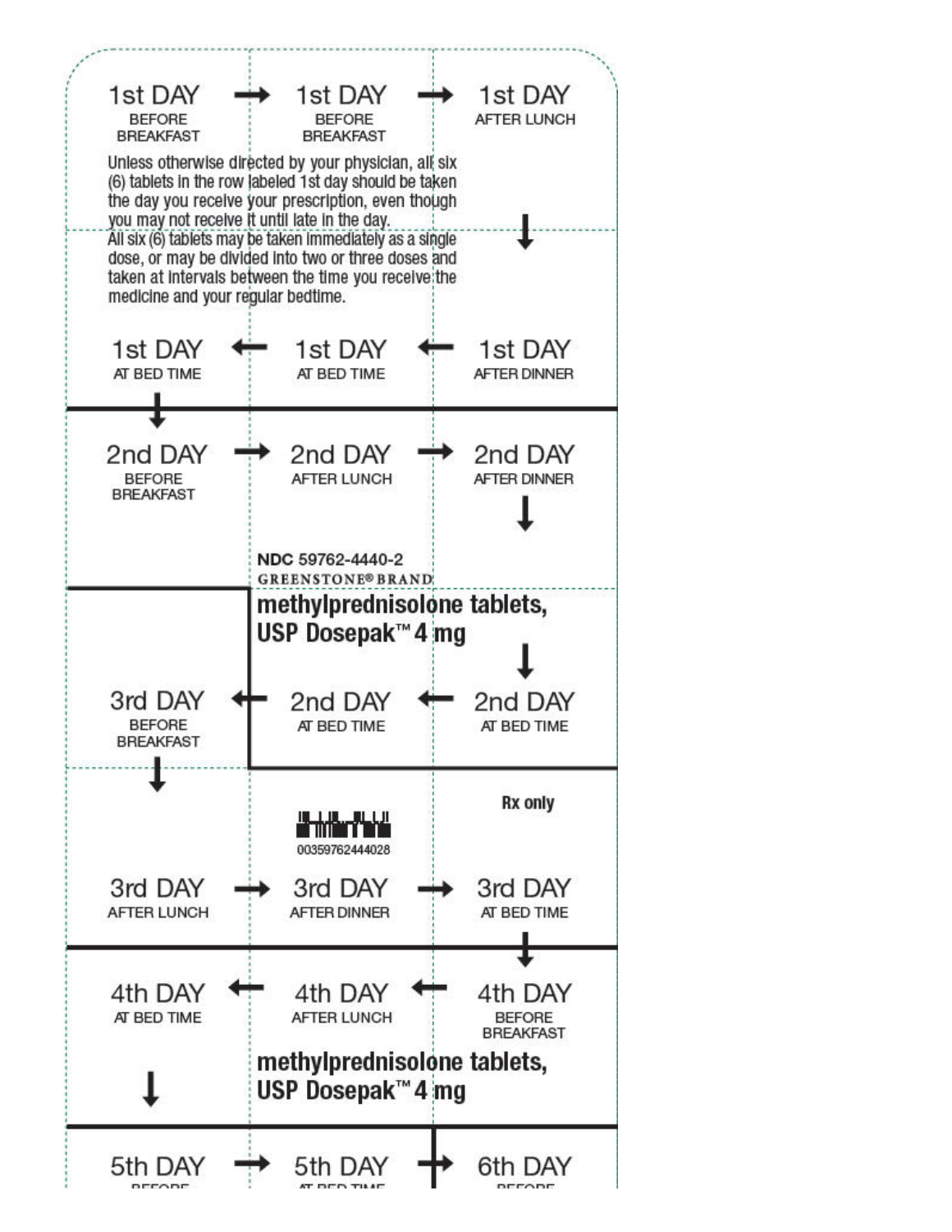1st DAY BEFORE BREAKFAST → 1st DAY BEFORE BREAKFAST → 1st DAY AFTER LUNCH

Unless otherwise directed by your physician, all six (6) tablets in the row labeled 1st day should be taken the day you receive your prescription, even though you may not receive it until late in the day.

All six (6) tablets may be taken immediately as a single dose, or may be divided into two or three doses and taken at intervals between the time you receive the medicine and your regular bedtime.

1st DAY AT BED TIME ← 1st DAY AT BED TIME ← 1st DAY AFTER DINNER

2nd DAY BEFORE BREAKFAST → 2nd DAY AFTER LUNCH → 2nd DAY AFTER DINNER

NDC 59762-4440-2

GREENSTONE® BRAND

**methylprednisolone tablets, USP Dosepak™ 4 mg**

3rd DAY BEFORE BREAKFAST ← 2nd DAY AT BED TIME ← 2nd DAY AT BED TIME

Rx only

00359762444028

3rd DAY AFTER LUNCH → 3rd DAY AFTER DINNER → 3rd DAY AT BED TIME

4th DAY AT BED TIME ← 4th DAY AFTER LUNCH ← 4th DAY BEFORE BREAKFAST

**methylprednisolone tablets, USP Dosepak™ 4 mg**

5th DAY → 5th DAY → 6th DAY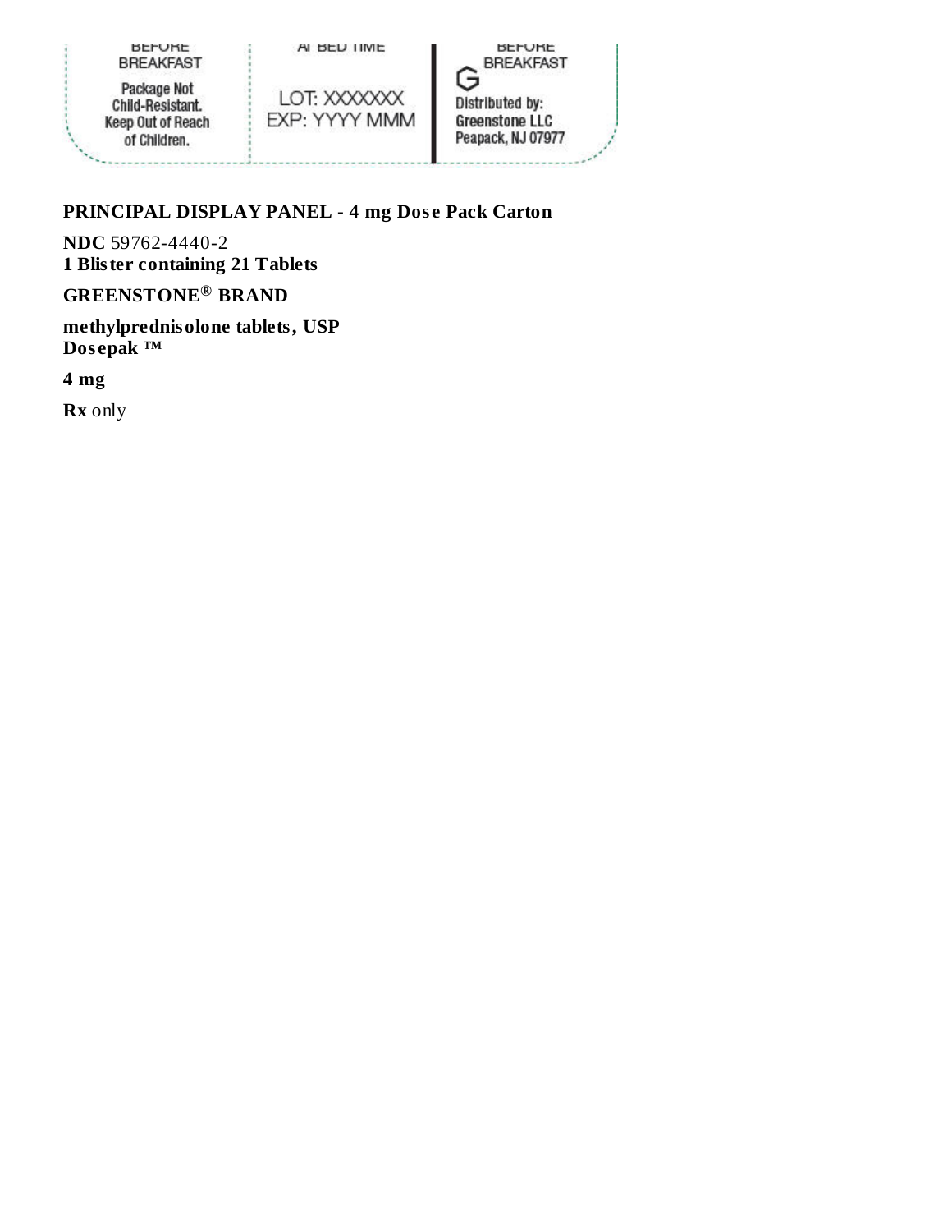BEFORE BREAKFAST

Package Not Child-Resistant. Keep Out of Reach of Children.

AT BED TIME

LOT: XXXXXXX
EXP: YYYY MMM

BEFORE BREAKFAST

Distributed by:
Greenstone LLC
Peapack, NJ 07977

**PRINCIPAL DISPLAY PANEL - 4 mg Dose Pack Carton**

**NDC** 59762-4440-2
**1 Blister containing 21 Tablets**

**GREENSTONE® BRAND**

**methylprednisolone tablets, USP**
**Dosepak ™**

**4 mg**

**Rx** only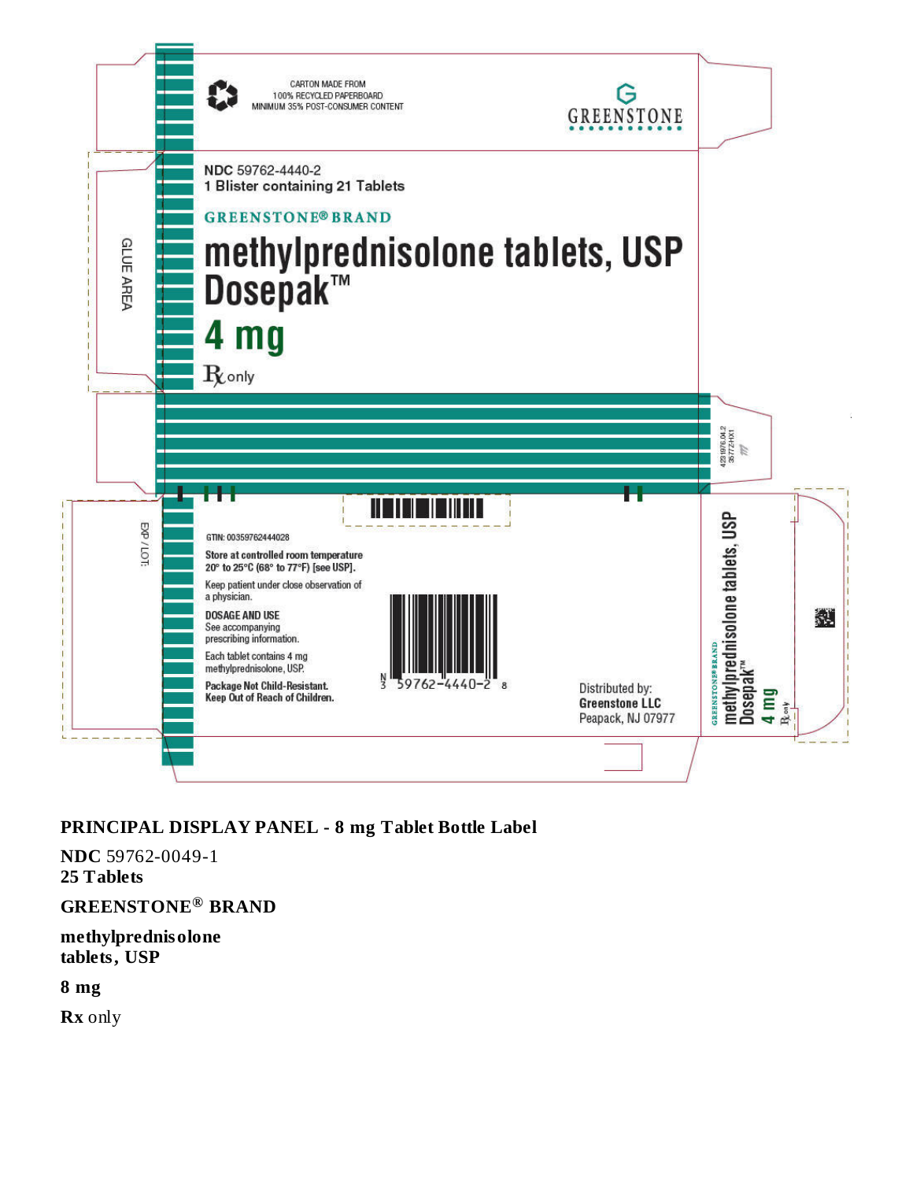CARTON MADE FROM 100% RECYCLED PAPERBOARD MINIMUM 35% POST-CONSUMER CONTENT

GREENSTONE

GLUE AREA

NDC 59762-4440-2
1 Blister containing 21 Tablets

GREENSTONE® BRAND

methylprednisolone tablets, USP Dosepak™

4 mg

Rx only

EXP / LOT:

GTIN: 00359762444028

Store at controlled room temperature 20° to 25°C (68° to 77°F) [see USP].

Keep patient under close observation of a physician.

DOSAGE AND USE
See accompanying prescribing information.

Each tablet contains 4 mg methylprednisolone, USP.

Package Not Child-Resistant.
Keep Out of Reach of Children.

N 3 59762-4440-2 8

Distributed by:
Greenstone LLC
Peapack, NJ 07977

GREENSTONE® BRAND methylprednisolone tablets, USP Dosepak™ 4 mg Rx only

**PRINCIPAL DISPLAY PANEL - 8 mg Tablet Bottle Label**

**NDC** 59762-0049-1
**25 Tablets**

**GREENSTONE® BRAND**

**methylprednisolone tablets, USP**

**8 mg**

**Rx** only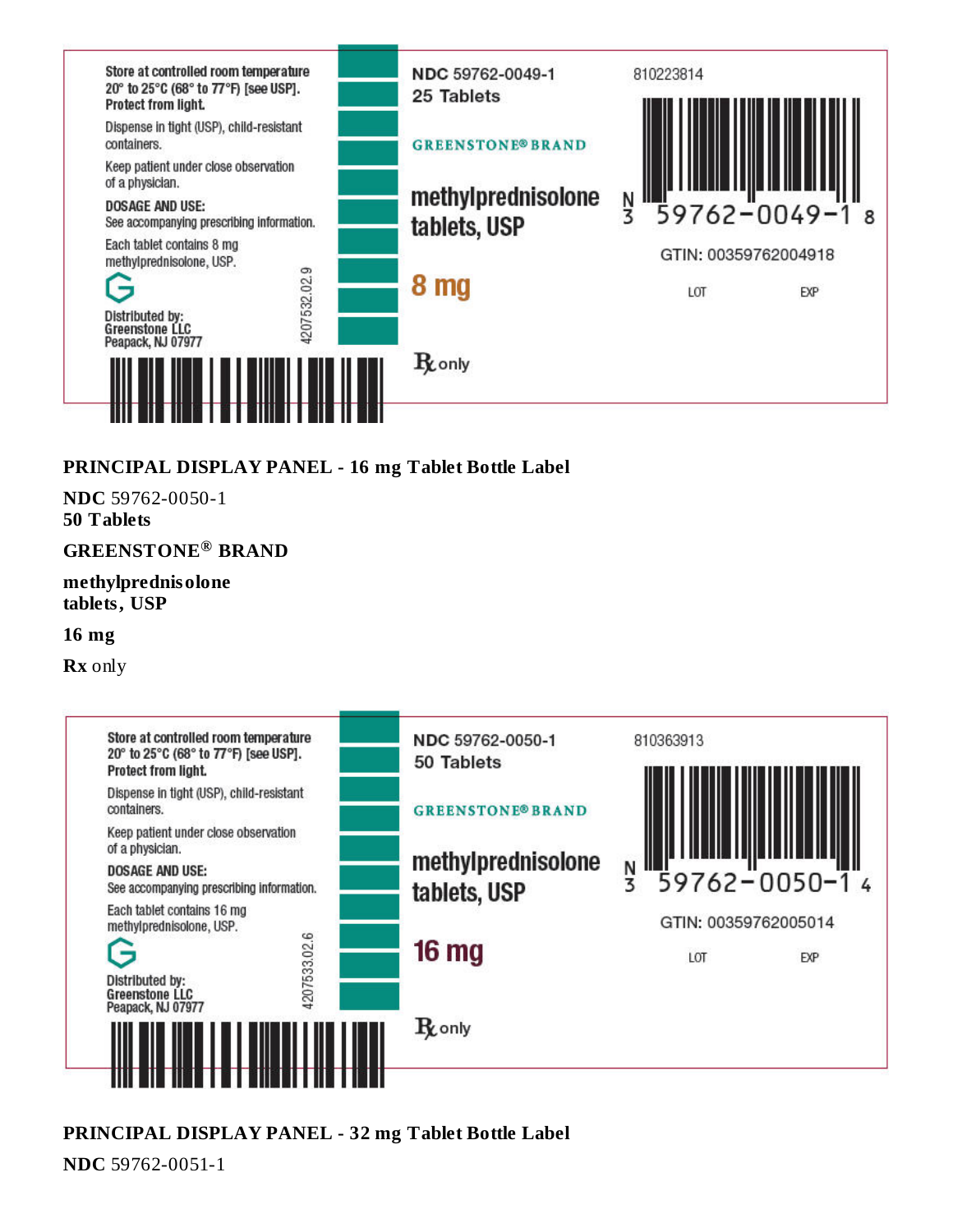Store at controlled room temperature 20° to 25°C (68° to 77°F) [see USP]. Protect from light.

Dispense in tight (USP), child-resistant containers.

Keep patient under close observation of a physician.

DOSAGE AND USE:
See accompanying prescribing information.

Each tablet contains 8 mg methylprednisolone, USP.

Distributed by:
Greenstone LLC
Peapack, NJ 07977

4207532.02.9

NDC 59762-0049-1
25 Tablets

GREENSTONE® BRAND

methylprednisolone tablets, USP

8 mg

Rx only

810223814

N 3 59762-0049-1 8

GTIN: 00359762004918

LOT EXP

## PRINCIPAL DISPLAY PANEL - 16 mg Tablet Bottle Label

**NDC** 59762-0050-1
**50 Tablets**

**GREENSTONE® BRAND**

**methylprednisolone tablets, USP**

**16 mg**

**Rx** only

Store at controlled room temperature 20° to 25°C (68° to 77°F) [see USP]. Protect from light.

Dispense in tight (USP), child-resistant containers.

Keep patient under close observation of a physician.

DOSAGE AND USE:
See accompanying prescribing information.

Each tablet contains 16 mg methylprednisolone, USP.

Distributed by:
Greenstone LLC
Peapack, NJ 07977

4207533.02.6

NDC 59762-0050-1
50 Tablets

GREENSTONE® BRAND

methylprednisolone tablets, USP

16 mg

Rx only

810363913

N 3 59762-0050-1 4

GTIN: 00359762005014

LOT EXP

## PRINCIPAL DISPLAY PANEL - 32 mg Tablet Bottle Label

**NDC** 59762-0051-1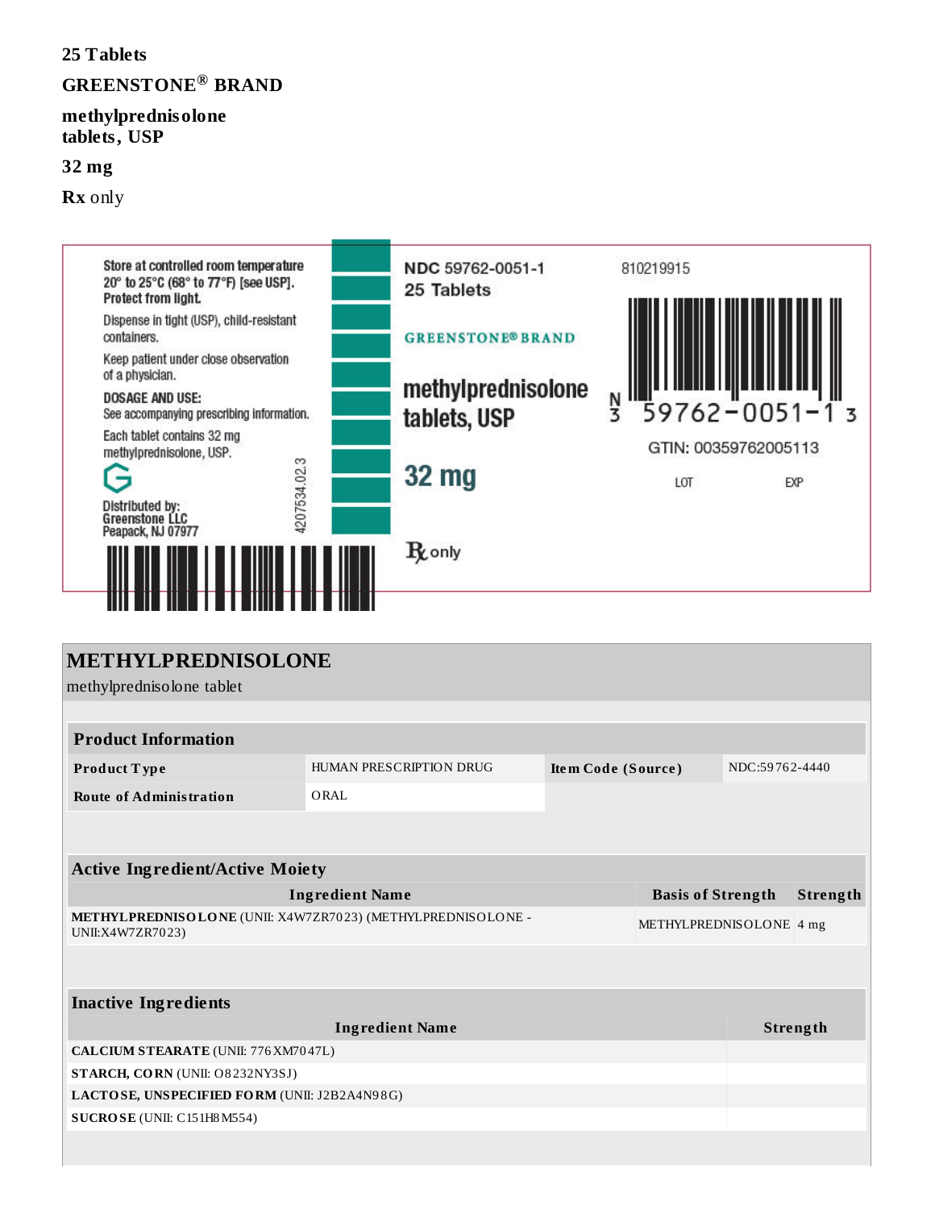25 Tablets

GREENSTONE® BRAND

methylprednisolone tablets, USP

32 mg

**Rx** only

Store at controlled room temperature 20° to 25°C (68° to 77°F) [see USP]. Protect from light.

Dispense in tight (USP), child-resistant containers.

Keep patient under close observation of a physician.

DOSAGE AND USE:
See accompanying prescribing information.

Each tablet contains 32 mg methylprednisolone, USP.

Distributed by:
Greenstone LLC
Peapack, NJ 07977

4207534.02.3

NDC 59762-0051-1
25 Tablets

GREENSTONE® BRAND

methylprednisolone tablets, USP

32 mg

℞ only

810219915

N
3 59762-0051-1 3

GTIN: 00359762005113

LOT EXP

## METHYLPREDNISOLONE

methylprednisolone tablet

| Product Information | | | |
|---|---|---|---|
| **Product Type** | HUMAN PRESCRIPTION DRUG | **Item Code (Source)** | NDC:59762-4440 |
| **Route of Administration** | ORAL | | |

| Active Ingredient/Active Moiety | | |
|---|---|---|
| **Ingredient Name** | **Basis of Strength** | **Strength** |
| **METHYLPREDNISOLONE** (UNII: X4W7ZR7023) (METHYLPREDNISOLONE - UNII:X4W7ZR7023) | METHYLPREDNISOLONE | 4 mg |

| Inactive Ingredients | |
|---|---|
| **Ingredient Name** | **Strength** |
| **CALCIUM STEARATE** (UNII: 776XM7047L) | |
| **STARCH, CORN** (UNII: O8232NY3SJ) | |
| **LACTOSE, UNSPECIFIED FORM** (UNII: J2B2A4N98G) | |
| **SUCROSE** (UNII: C151H8M554) | |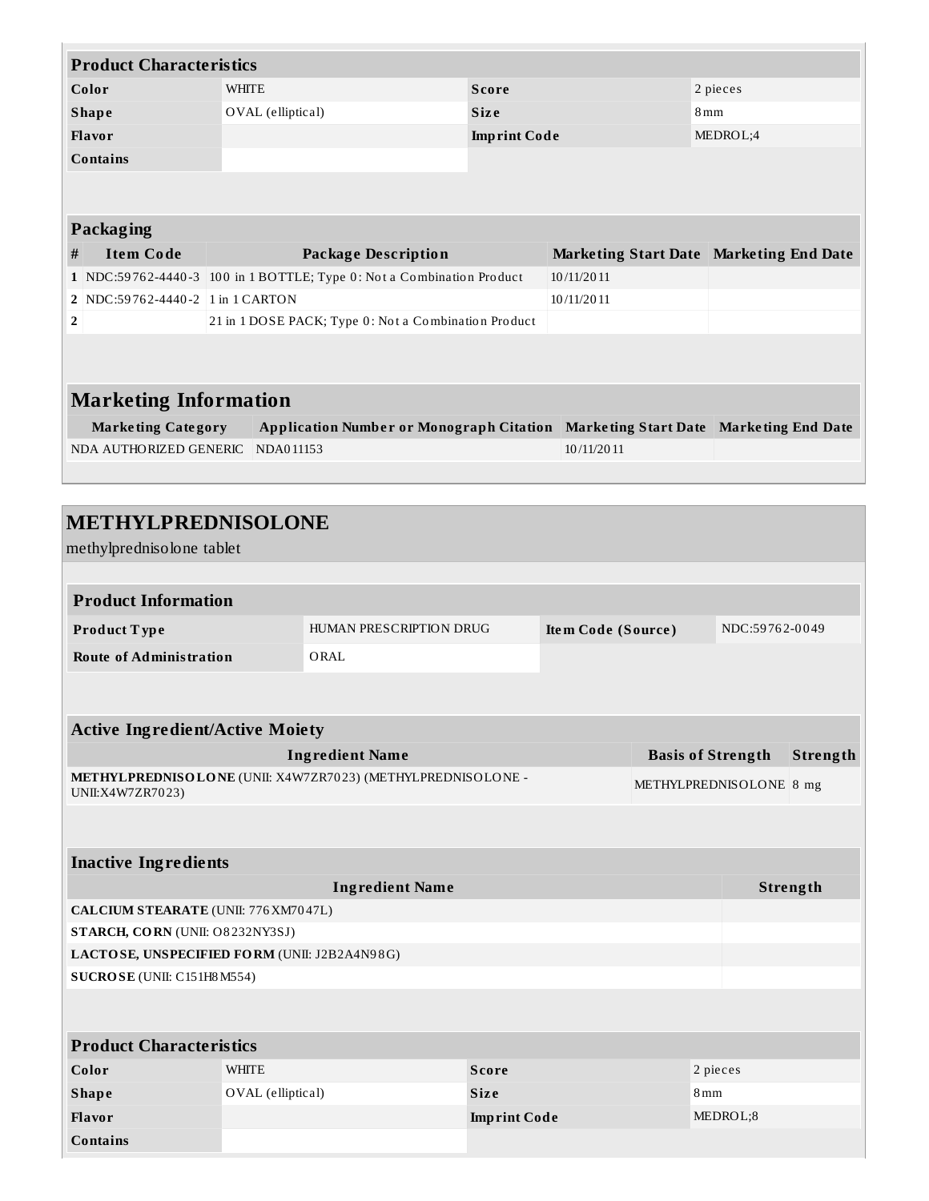### Product Characteristics

| | | | |
|---|---|---|---|
| **Color** | WHITE | **Score** | 2 pieces |
| **Shape** | OVAL (elliptical) | **Size** | 8mm |
| **Flavor** | | **Imprint Code** | MEDROL;4 |
| **Contains** | | | |

### Packaging

| # | Item Code | Package Description | Marketing Start Date | Marketing End Date |
|---|---|---|---|---|
| 1 | NDC:59762-4440-3 | 100 in 1 BOTTLE; Type 0: Not a Combination Product | 10/11/2011 | |
| 2 | NDC:59762-4440-2 | 1 in 1 CARTON | 10/11/2011 | |
| 2 | | 21 in 1 DOSE PACK; Type 0: Not a Combination Product | | |

## Marketing Information

| Marketing Category | Application Number or Monograph Citation | Marketing Start Date | Marketing End Date |
|---|---|---|---|
| NDA AUTHORIZED GENERIC | NDA011153 | 10/11/2011 | |

# METHYLPREDNISOLONE

methylprednisolone tablet

### Product Information

| | | | |
|---|---|---|---|
| **Product Type** | HUMAN PRESCRIPTION DRUG | **Item Code (Source)** | NDC:59762-0049 |
| **Route of Administration** | ORAL | | |

### Active Ingredient/Active Moiety

| Ingredient Name | Basis of Strength | Strength |
|---|---|---|
| **METHYLPREDNISOLONE** (UNII: X4W7ZR7023) (METHYLPREDNISOLONE - UNII:X4W7ZR7023) | METHYLPREDNISOLONE | 8 mg |

### Inactive Ingredients

| Ingredient Name | Strength |
|---|---|
| **CALCIUM STEARATE** (UNII: 776XM7047L) | |
| **STARCH, CORN** (UNII: O8232NY3SJ) | |
| **LACTOSE, UNSPECIFIED FORM** (UNII: J2B2A4N98G) | |
| **SUCROSE** (UNII: C151H8M554) | |

### Product Characteristics

| | | | |
|---|---|---|---|
| **Color** | WHITE | **Score** | 2 pieces |
| **Shape** | OVAL (elliptical) | **Size** | 8mm |
| **Flavor** | | **Imprint Code** | MEDROL;8 |
| **Contains** | | | |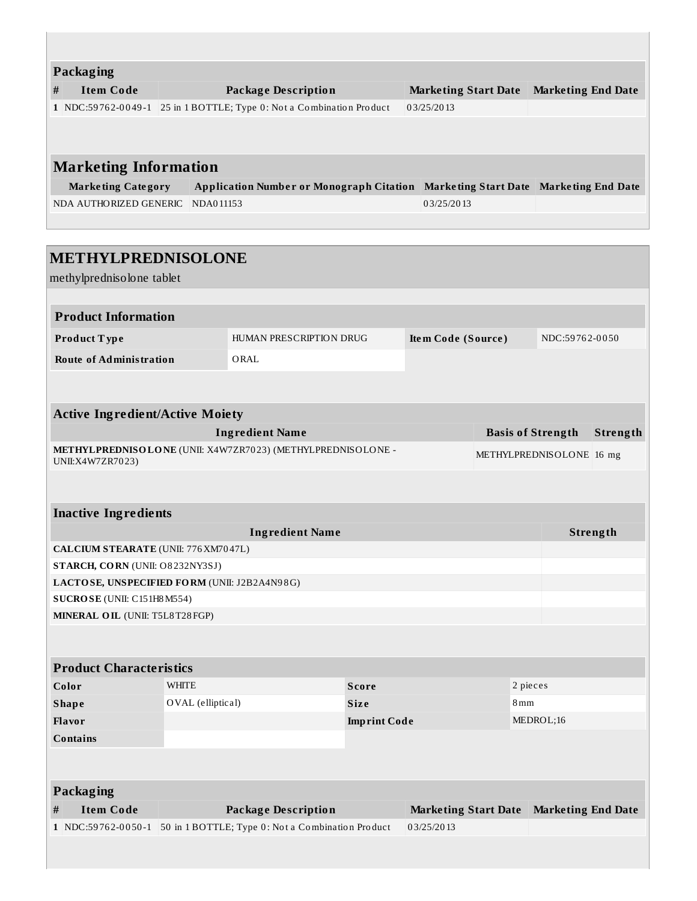## Packaging

| # | Item Code | Package Description | Marketing Start Date | Marketing End Date |
|---|---|---|---|---|
| 1 | NDC:59762-0049-1 | 25 in 1 BOTTLE; Type 0: Not a Combination Product | 03/25/2013 | |

## Marketing Information

| Marketing Category | Application Number or Monograph Citation | Marketing Start Date | Marketing End Date |
|---|---|---|---|
| NDA AUTHORIZED GENERIC | NDA011153 | 03/25/2013 | |

# METHYLPREDNISOLONE

methylprednisolone tablet

## Product Information

| | | | |
|---|---|---|---|
| **Product Type** | HUMAN PRESCRIPTION DRUG | **Item Code (Source)** | NDC:59762-0050 |
| **Route of Administration** | ORAL | | |

## Active Ingredient/Active Moiety

| Ingredient Name | Basis of Strength | Strength |
|---|---|---|
| **METHYLPREDNISOLONE** (UNII: X4W7ZR7023) (METHYLPREDNISOLONE - UNII:X4W7ZR7023) | METHYLPREDNISOLONE | 16 mg |

## Inactive Ingredients

| Ingredient Name | Strength |
|---|---|
| **CALCIUM STEARATE** (UNII: 776XM7047L) | |
| **STARCH, CORN** (UNII: O8232NY3SJ) | |
| **LACTOSE, UNSPECIFIED FORM** (UNII: J2B2A4N98G) | |
| **SUCROSE** (UNII: C151H8M554) | |
| **MINERAL OIL** (UNII: T5L8T28FGP) | |

## Product Characteristics

| | | | |
|---|---|---|---|
| **Color** | WHITE | **Score** | 2 pieces |
| **Shape** | OVAL (elliptical) | **Size** | 8mm |
| **Flavor** | | **Imprint Code** | MEDROL;16 |
| **Contains** | | | |

## Packaging

| # | Item Code | Package Description | Marketing Start Date | Marketing End Date |
|---|---|---|---|---|
| 1 | NDC:59762-0050-1 | 50 in 1 BOTTLE; Type 0: Not a Combination Product | 03/25/2013 | |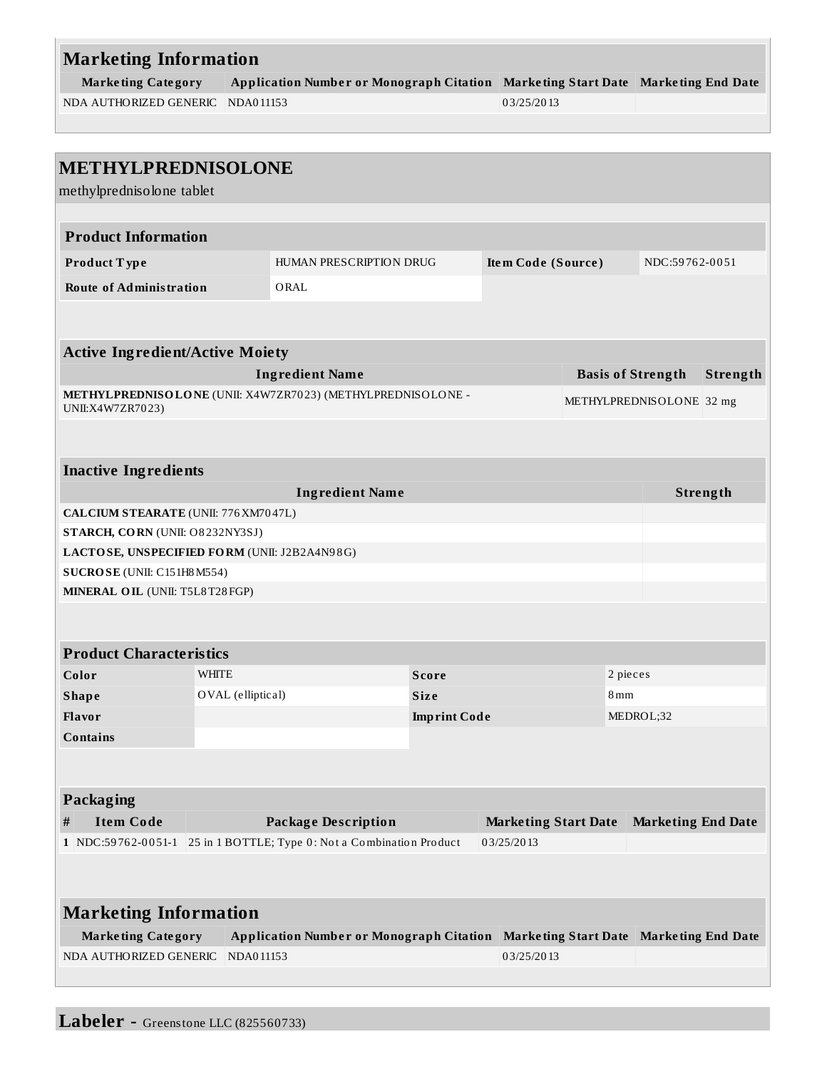## Marketing Information

| Marketing Category | Application Number or Monograph Citation | Marketing Start Date | Marketing End Date |
|---|---|---|---|
| NDA AUTHORIZED GENERIC | NDA011153 | 03/25/2013 | |

## METHYLPREDNISOLONE

methylprednisolone tablet

### Product Information

| | | | |
|---|---|---|---|
| **Product Type** | HUMAN PRESCRIPTION DRUG | **Item Code (Source)** | NDC:59762-0051 |
| **Route of Administration** | ORAL | | |

### Active Ingredient/Active Moiety

| Ingredient Name | Basis of Strength | Strength |
|---|---|---|
| **METHYLPREDNISOLONE** (UNII: X4W7ZR7023) (METHYLPREDNISOLONE - UNII:X4W7ZR7023) | METHYLPREDNISOLONE | 32 mg |

### Inactive Ingredients

| Ingredient Name | Strength |
|---|---|
| **CALCIUM STEARATE** (UNII: 776XM7047L) | |
| **STARCH, CORN** (UNII: O8232NY3SJ) | |
| **LACTOSE, UNSPECIFIED FORM** (UNII: J2B2A4N98G) | |
| **SUCROSE** (UNII: C151H8M554) | |
| **MINERAL OIL** (UNII: T5L8T28FGP) | |

### Product Characteristics

| | | | |
|---|---|---|---|
| **Color** | WHITE | **Score** | 2 pieces |
| **Shape** | OVAL (elliptical) | **Size** | 8mm |
| **Flavor** | | **Imprint Code** | MEDROL;32 |
| **Contains** | | | |

### Packaging

| # | Item Code | Package Description | Marketing Start Date | Marketing End Date |
|---|---|---|---|---|
| 1 | NDC:59762-0051-1 | 25 in 1 BOTTLE; Type 0: Not a Combination Product | 03/25/2013 | |

## Marketing Information

| Marketing Category | Application Number or Monograph Citation | Marketing Start Date | Marketing End Date |
|---|---|---|---|
| NDA AUTHORIZED GENERIC | NDA011153 | 03/25/2013 | |

## Labeler - Greenstone LLC (825560733)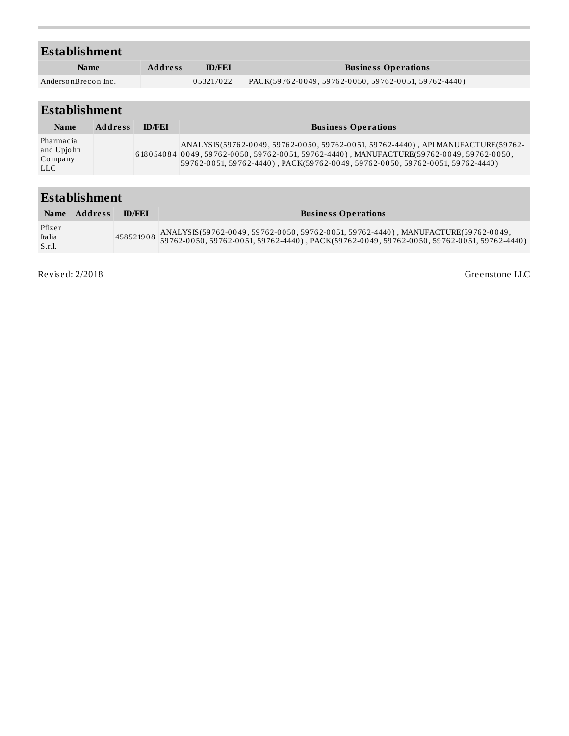## Establishment

| Name | Address | ID/FEI | Business Operations |
|---|---|---|---|
| AndersonBrecon Inc. | | 053217022 | PACK(59762-0049, 59762-0050, 59762-0051, 59762-4440) |

## Establishment

| Name | Address | ID/FEI | Business Operations |
|---|---|---|---|
| Pharmacia and Upjohn Company LLC | | 618054084 | ANALYSIS(59762-0049, 59762-0050, 59762-0051, 59762-4440) , API MANUFACTURE(59762-0049, 59762-0050, 59762-0051, 59762-4440) , MANUFACTURE(59762-0049, 59762-0050, 59762-0051, 59762-4440) , PACK(59762-0049, 59762-0050, 59762-0051, 59762-4440) |

## Establishment

| Name | Address | ID/FEI | Business Operations |
|---|---|---|---|
| Pfizer Italia S.r.l. | | 458521908 | ANALYSIS(59762-0049, 59762-0050, 59762-0051, 59762-4440) , MANUFACTURE(59762-0049, 59762-0050, 59762-0051, 59762-4440) , PACK(59762-0049, 59762-0050, 59762-0051, 59762-4440) |

Revised: 2/2018

Greenstone LLC